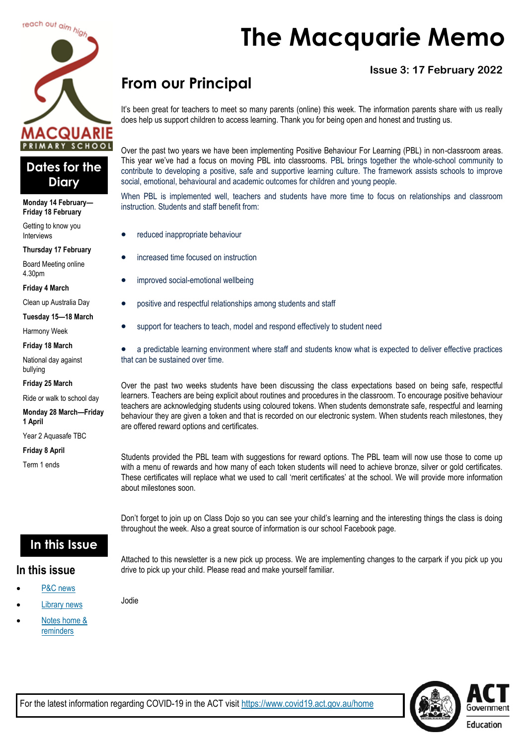reach out aim high

MACQUARIE PRIMARY SCHOOL

# The Macquarie Memo

**Issue 3: 17 February 2022**

## From our Principal

It's been great for teachers to meet so many parents (online) this week. The information parents share with us really does help us support children to access learning. Thank you for being open and honest and trusting us.

Over the past two years we have been implementing Positive Behaviour For Learning (PBL) in non-classroom areas. This year we've had a focus on moving PBL into classrooms. PBL brings together the whole-school community to contribute to developing a positive, safe and supportive learning culture. The framework assists schools to improve social, emotional, behavioural and academic outcomes for children and young people.

When PBL is implemented well, teachers and students have more time to focus on relationships and classroom instruction. Students and staff benefit from:

- reduced inappropriate behaviour
- increased time focused on instruction
- improved social-emotional wellbeing
- positive and respectful relationships among students and staff
- support for teachers to teach, model and respond effectively to student need
- a predictable learning environment where staff and students know what is expected to deliver effective practices that can be sustained over time.

Over the past two weeks students have been discussing the class expectations based on being safe, respectful learners. Teachers are being explicit about routines and procedures in the classroom. To encourage positive behaviour teachers are acknowledging students using coloured tokens. When students demonstrate safe, respectful and learning behaviour they are given a token and that is recorded on our electronic system. When students reach milestones, they are offered reward options and certificates.

Students provided the PBL team with suggestions for reward options. The PBL team will now use those to come up with a menu of rewards and how many of each token students will need to achieve bronze, silver or gold certificates. These certificates will replace what we used to call 'merit certificates' at the school. We will provide more information about milestones soon.

Don't forget to join up on Class Dojo so you can see your child's learning and the interesting things the class is doing throughout the week. Also a great source of information is our school Facebook page.

Attached to this newsletter is a new pick up process. We are implementing changes to the carpark if you pick up you drive to pick up your child. Please read and make yourself familiar.

Jodie

## Dates for the Diary

**Monday 14 February—Friday 18 February**

Getting to know you Interviews

**Thursday 17 February**

Board Meeting online 4.30pm

**Friday 4 March**

Clean up Australia Day

**Tuesday 15—18 March**

Harmony Week

**Friday 18 March**

National day against bullying

**Friday 25 March**

Ride or walk to school day

**Monday 28 March—Friday 1 April**

Year 2 Aquasafe TBC

**Friday 8 April**

Term 1 ends

## In this Issue

### In this issue

- P&C news
- Library news
- Notes home & reminders

For the latest information regarding COVID-19 in the ACT visit https://www.covid19.act.gov.au/home

ACT Government Education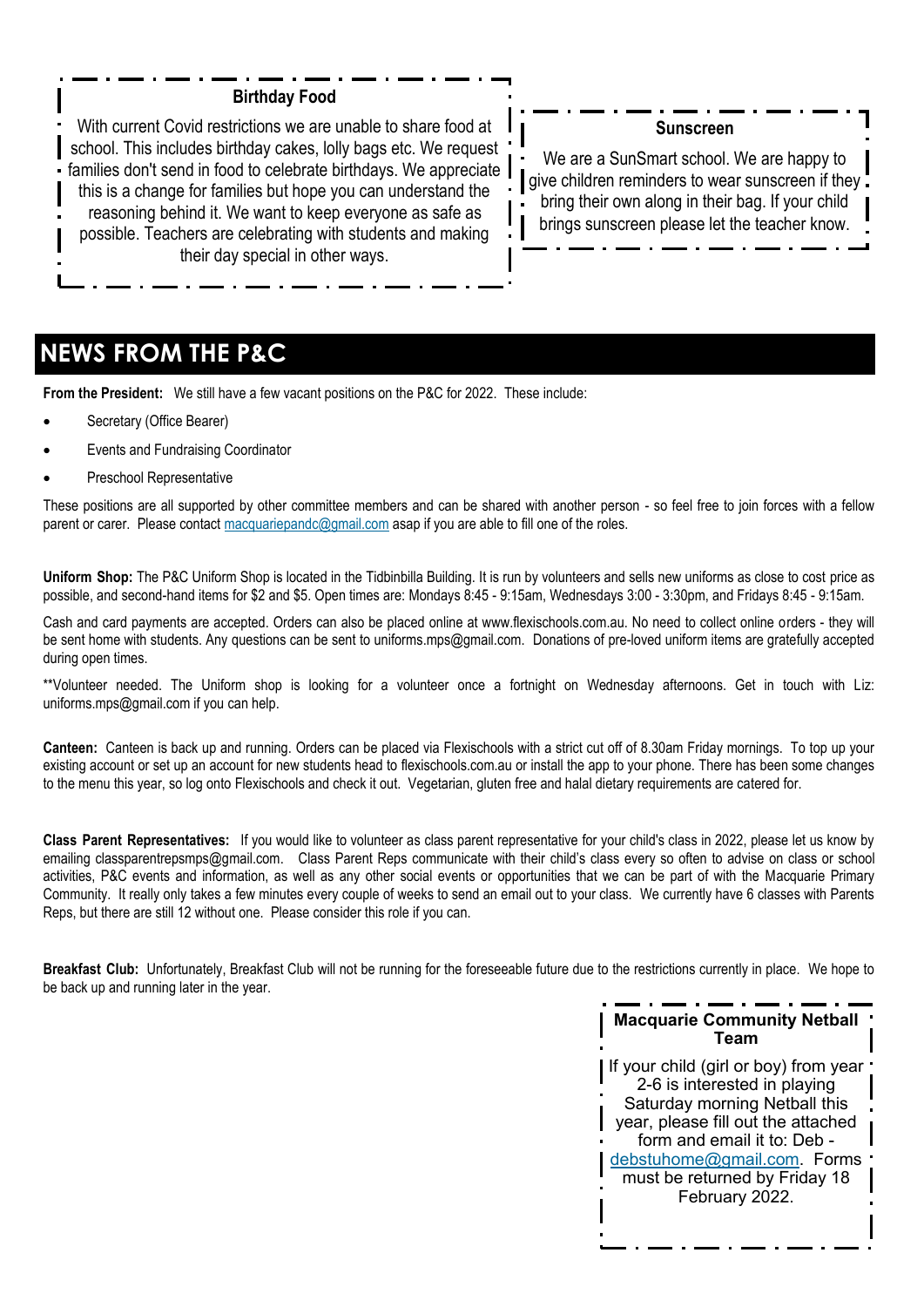### Birthday Food

With current Covid restrictions we are unable to share food at school. This includes birthday cakes, lolly bags etc. We request families don't send in food to celebrate birthdays. We appreciate this is a change for families but hope you can understand the reasoning behind it. We want to keep everyone as safe as possible. Teachers are celebrating with students and making their day special in other ways.

### Sunscreen

We are a SunSmart school. We are happy to give children reminders to wear sunscreen if they bring their own along in their bag. If your child brings sunscreen please let the teacher know.

## NEWS FROM THE P&C

**From the President:** We still have a few vacant positions on the P&C for 2022. These include:

- Secretary (Office Bearer)
- Events and Fundraising Coordinator
- Preschool Representative

These positions are all supported by other committee members and can be shared with another person - so feel free to join forces with a fellow parent or carer. Please contact macquariepandc@gmail.com asap if you are able to fill one of the roles.

**Uniform Shop:** The P&C Uniform Shop is located in the Tidbinbilla Building. It is run by volunteers and sells new uniforms as close to cost price as possible, and second-hand items for $2 and $5. Open times are: Mondays 8:45 - 9:15am, Wednesdays 3:00 - 3:30pm, and Fridays 8:45 - 9:15am.

Cash and card payments are accepted. Orders can also be placed online at www.flexischools.com.au. No need to collect online orders - they will be sent home with students. Any questions can be sent to uniforms.mps@gmail.com. Donations of pre-loved uniform items are gratefully accepted during open times.

**Volunteer needed. The Uniform shop is looking for a volunteer once a fortnight on Wednesday afternoons. Get in touch with Liz: uniforms.mps@gmail.com if you can help.

**Canteen:** Canteen is back up and running. Orders can be placed via Flexischools with a strict cut off of 8.30am Friday mornings. To top up your existing account or set up an account for new students head to flexischools.com.au or install the app to your phone. There has been some changes to the menu this year, so log onto Flexischools and check it out. Vegetarian, gluten free and halal dietary requirements are catered for.

**Class Parent Representatives:** If you would like to volunteer as class parent representative for your child's class in 2022, please let us know by emailing classparentrepsmps@gmail.com. Class Parent Reps communicate with their child's class every so often to advise on class or school activities, P&C events and information, as well as any other social events or opportunities that we can be part of with the Macquarie Primary Community. It really only takes a few minutes every couple of weeks to send an email out to your class. We currently have 6 classes with Parents Reps, but there are still 12 without one. Please consider this role if you can.

**Breakfast Club:** Unfortunately, Breakfast Club will not be running for the foreseeable future due to the restrictions currently in place. We hope to be back up and running later in the year.

### Macquarie Community Netball Team

If your child (girl or boy) from year 2-6 is interested in playing Saturday morning Netball this year, please fill out the attached form and email it to: Deb - debstuhome@gmail.com. Forms must be returned by Friday 18 February 2022.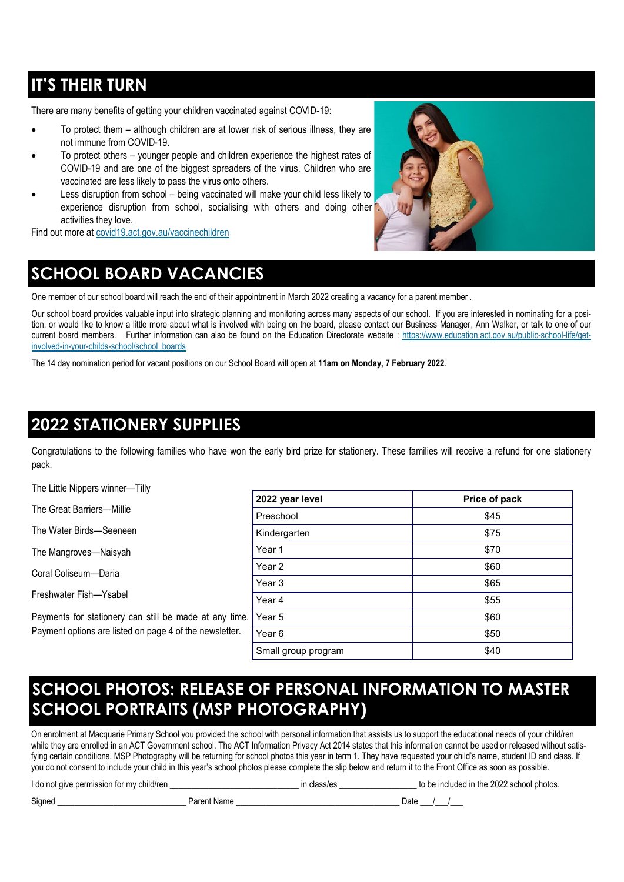## IT'S THEIR TURN

There are many benefits of getting your children vaccinated against COVID-19:

- To protect them – although children are at lower risk of serious illness, they are not immune from COVID-19.
- To protect others – younger people and children experience the highest rates of COVID-19 and are one of the biggest spreaders of the virus. Children who are vaccinated are less likely to pass the virus onto others.
- Less disruption from school – being vaccinated will make your child less likely to experience disruption from school, socialising with others and doing other activities they love.

Find out more at [covid19.act.gov.au/vaccinechildren](covid19.act.gov.au/vaccinechildren)

## SCHOOL BOARD VACANCIES

One member of our school board will reach the end of their appointment in March 2022 creating a vacancy for a parent member .

Our school board provides valuable input into strategic planning and monitoring across many aspects of our school. If you are interested in nominating for a position, or would like to know a little more about what is involved with being on the board, please contact our Business Manager, Ann Walker, or talk to one of our current board members. Further information can also be found on the Education Directorate website : [https://www.education.act.gov.au/public-school-life/get-involved-in-your-childs-school/school_boards](https://www.education.act.gov.au/public-school-life/get-involved-in-your-childs-school/school_boards)

The 14 day nomination period for vacant positions on our School Board will open at **11am on Monday, 7 February 2022**.

## 2022 STATIONERY SUPPLIES

Congratulations to the following families who have won the early bird prize for stationery. These families will receive a refund for one stationery pack.

The Little Nippers winner—Tilly

The Great Barriers—Millie

The Water Birds—Seeneen

The Mangroves—Naisyah

Coral Coliseum—Daria

Freshwater Fish—Ysabel

Payments for stationery can still be made at any time. Payment options are listed on page 4 of the newsletter.

| 2022 year level | Price of pack |
|---|---|
| Preschool | $45 |
| Kindergarten | $75 |
| Year 1 | $70 |
| Year 2 | $60 |
| Year 3 | $65 |
| Year 4 | $55 |
| Year 5 | $60 |
| Year 6 | $50 |
| Small group program | $40 |

## SCHOOL PHOTOS: RELEASE OF PERSONAL INFORMATION TO MASTER SCHOOL PORTRAITS (MSP PHOTOGRAPHY)

On enrolment at Macquarie Primary School you provided the school with personal information that assists us to support the educational needs of your child/ren while they are enrolled in an ACT Government school. The ACT Information Privacy Act 2014 states that this information cannot be used or released without satisfying certain conditions. MSP Photography will be returning for school photos this year in term 1. They have requested your child's name, student ID and class. If you do not consent to include your child in this year's school photos please complete the slip below and return it to the Front Office as soon as possible.

I do not give permission for my child/ren ____________________________ in class/es _________________ to be included in the 2022 school photos.

Signed _____________________________ Parent Name ____________________________________ Date ___/___/___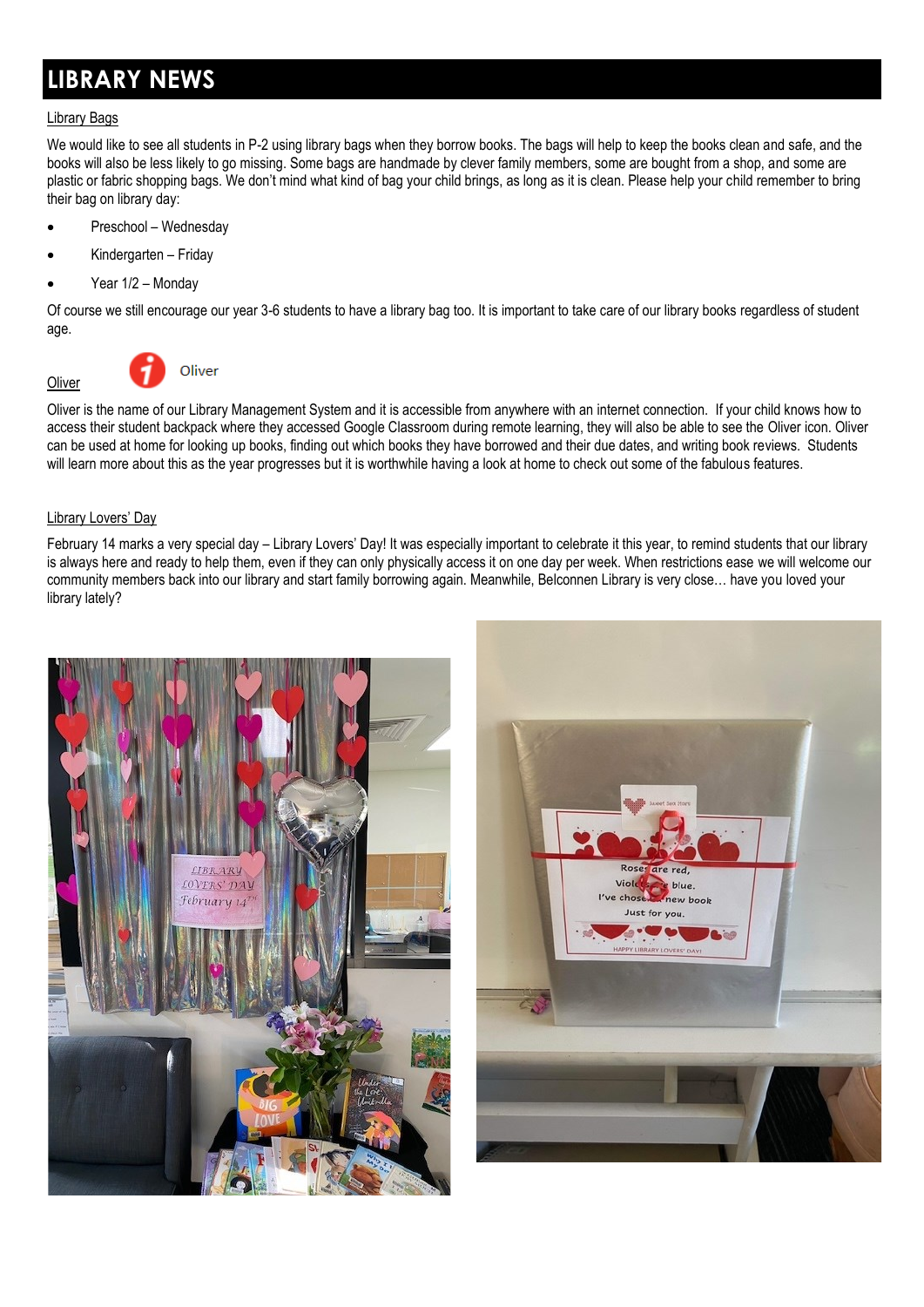# LIBRARY NEWS

Library Bags

We would like to see all students in P-2 using library bags when they borrow books. The bags will help to keep the books clean and safe, and the books will also be less likely to go missing. Some bags are handmade by clever family members, some are bought from a shop, and some are plastic or fabric shopping bags. We don't mind what kind of bag your child brings, as long as it is clean. Please help your child remember to bring their bag on library day:

- Preschool – Wednesday
- Kindergarten – Friday
- Year 1/2 – Monday

Of course we still encourage our year 3-6 students to have a library bag too. It is important to take care of our library books regardless of student age.

Oliver

Oliver is the name of our Library Management System and it is accessible from anywhere with an internet connection. If your child knows how to access their student backpack where they accessed Google Classroom during remote learning, they will also be able to see the Oliver icon. Oliver can be used at home for looking up books, finding out which books they have borrowed and their due dates, and writing book reviews. Students will learn more about this as the year progresses but it is worthwhile having a look at home to check out some of the fabulous features.

Library Lovers' Day

February 14 marks a very special day – Library Lovers' Day! It was especially important to celebrate it this year, to remind students that our library is always here and ready to help them, even if they can only physically access it on one day per week. When restrictions ease we will welcome our community members back into our library and start family borrowing again. Meanwhile, Belconnen Library is very close… have you loved your library lately?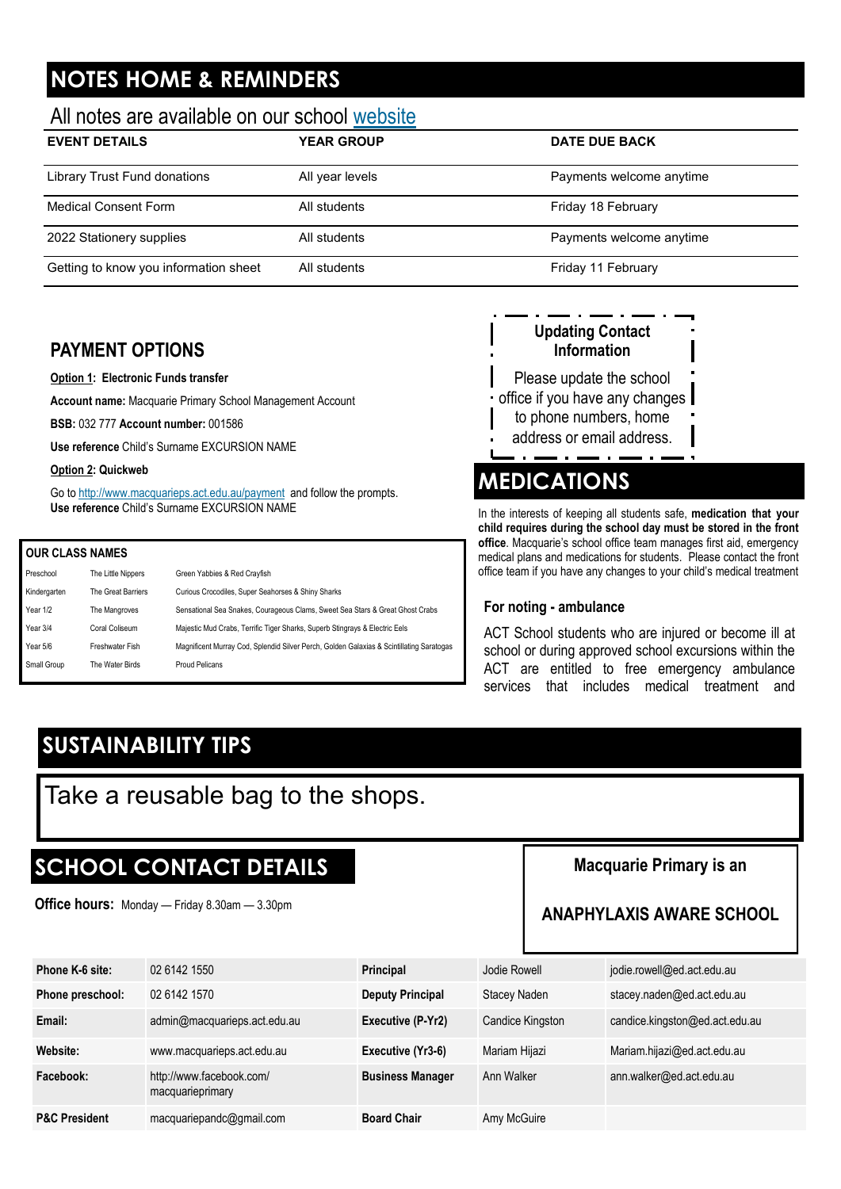# NOTES HOME & REMINDERS

All notes are available on our school website

| EVENT DETAILS | YEAR GROUP | DATE DUE BACK |
|---|---|---|
| Library Trust Fund donations | All year levels | Payments welcome anytime |
| Medical Consent Form | All students | Friday 18 February |
| 2022 Stationery supplies | All students | Payments welcome anytime |
| Getting to know you information sheet | All students | Friday 11 February |

## PAYMENT OPTIONS

**Option 1: Electronic Funds transfer**

**Account name:** Macquarie Primary School Management Account

**BSB:** 032 777 **Account number:** 001586

**Use reference** Child's Surname EXCURSION NAME

**Option 2: Quickweb**

Go to http://www.macquarieps.act.edu.au/payment and follow the prompts.
**Use reference** Child's Surname EXCURSION NAME

**OUR CLASS NAMES**

| | | |
|---|---|---|
| Preschool | The Little Nippers | Green Yabbies & Red Crayfish |
| Kindergarten | The Great Barriers | Curious Crocodiles, Super Seahorses & Shiny Sharks |
| Year 1/2 | The Mangroves | Sensational Sea Snakes, Courageous Clams, Sweet Sea Stars & Great Ghost Crabs |
| Year 3/4 | Coral Coliseum | Majestic Mud Crabs, Terrific Tiger Sharks, Superb Stingrays & Electric Eels |
| Year 5/6 | Freshwater Fish | Magnificent Murray Cod, Splendid Silver Perch, Golden Galaxias & Scintillating Saratogas |
| Small Group | The Water Birds | Proud Pelicans |

**Updating Contact Information**

Please update the school office if you have any changes to phone numbers, home address or email address.

# MEDICATIONS

In the interests of keeping all students safe, **medication that your child requires during the school day must be stored in the front office**. Macquarie's school office team manages first aid, emergency medical plans and medications for students. Please contact the front office team if you have any changes to your child's medical treatment

**For noting - ambulance**

ACT School students who are injured or become ill at school or during approved school excursions within the ACT are entitled to free emergency ambulance services that includes medical treatment and

# SUSTAINABILITY TIPS

Take a reusable bag to the shops.

# SCHOOL CONTACT DETAILS

**Office hours:** Monday — Friday 8.30am — 3.30pm

**Macquarie Primary is an**

**ANAPHYLAXIS AWARE SCHOOL**

| | | | | |
|---|---|---|---|---|
| **Phone K-6 site:** | 02 6142 1550 | **Principal** | Jodie Rowell | jodie.rowell@ed.act.edu.au |
| **Phone preschool:** | 02 6142 1570 | **Deputy Principal** | Stacey Naden | stacey.naden@ed.act.edu.au |
| **Email:** | admin@macquarieps.act.edu.au | **Executive (P-Yr2)** | Candice Kingston | candice.kingston@ed.act.edu.au |
| **Website:** | www.macquarieps.act.edu.au | **Executive (Yr3-6)** | Mariam Hijazi | Mariam.hijazi@ed.act.edu.au |
| **Facebook:** | http://www.facebook.com/macquarieprimary | **Business Manager** | Ann Walker | ann.walker@ed.act.edu.au |
| **P&C President** | macquariepandc@gmail.com | **Board Chair** | Amy McGuire | |